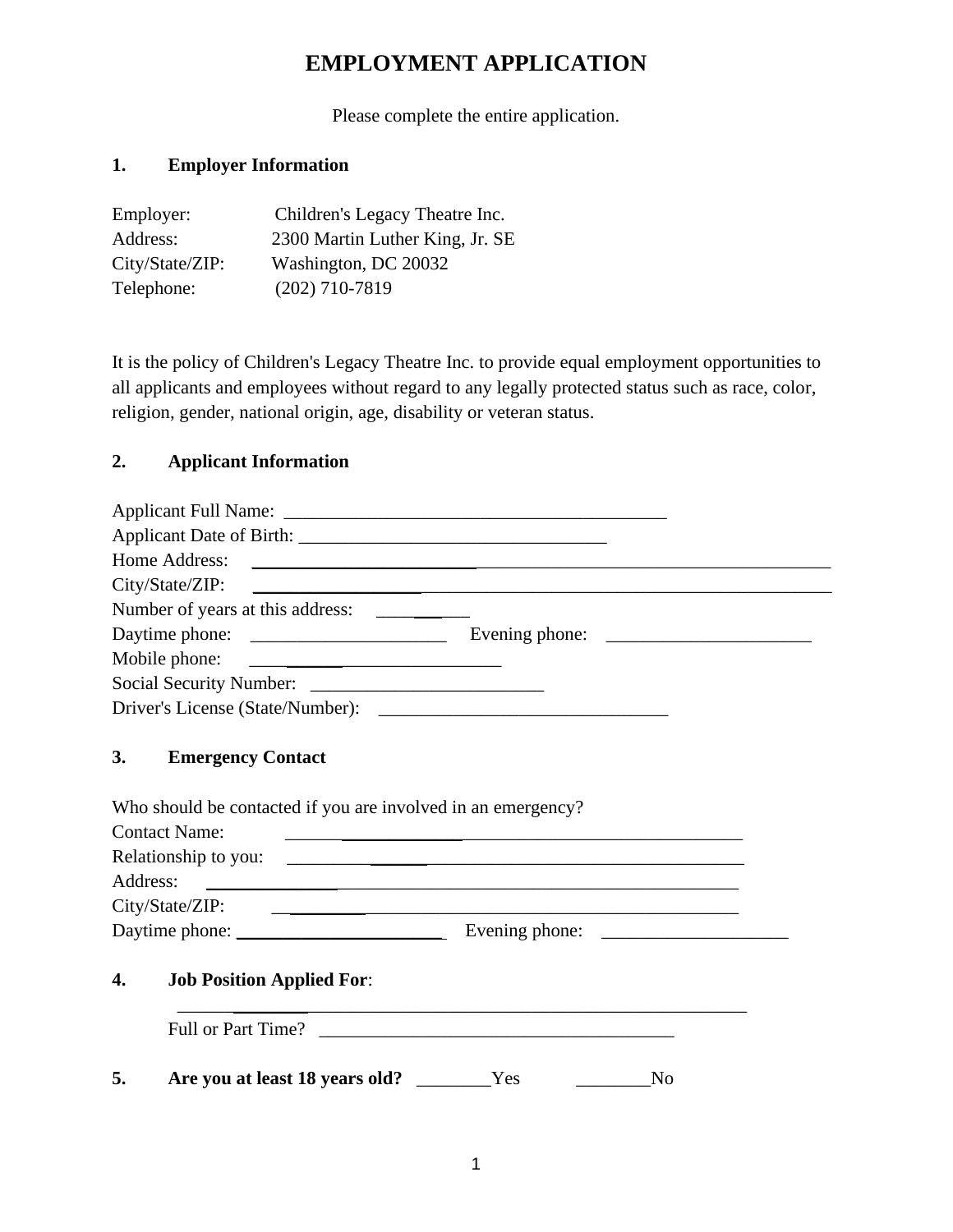# EMPLOYMENT APPLICATION

Please complete the entire application.

## 1. Employer Information

Employer: Children's Legacy Theatre Inc.
Address: 2300 Martin Luther King, Jr. SE
City/State/ZIP: Washington, DC 20032
Telephone: (202) 710-7819

It is the policy of Children's Legacy Theatre Inc. to provide equal employment opportunities to all applicants and employees without regard to any legally protected status such as race, color, religion, gender, national origin, age, disability or veteran status.

## 2. Applicant Information

Applicant Full Name: ___________________________________________
Applicant Date of Birth: __________________________________
Home Address: ____________________________________________________________
City/State/ZIP: ____________________________________________________________
Number of years at this address: __________
Daytime phone: _____________________ Evening phone: ______________________
Mobile phone: __________________________
Social Security Number: _________________________
Driver's License (State/Number): _______________________________

## 3. Emergency Contact

Who should be contacted if you are involved in an emergency?
Contact Name: ______________________________________________
Relationship to you: ______________________________________________
Address: ______________________________________________________
City/State/ZIP: ______________________________________________
Daytime phone: _______________________ Evening phone: ____________________

## 4. Job Position Applied For:

______________________________________________________________

Full or Part Time? _______________________________________

## 5. Are you at least 18 years old? ________Yes ________No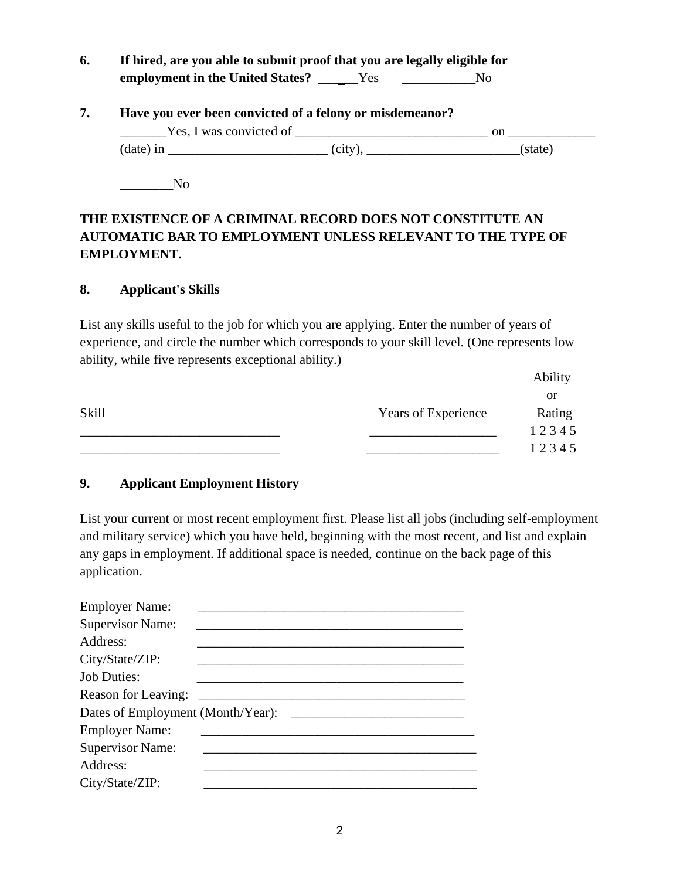6. **If hired, are you able to submit proof that you are legally eligible for employment in the United States?** ______Yes ___________No

7. **Have you ever been convicted of a felony or misdemeanor?**

   _______Yes, I was convicted of _____________________________ on _____________ (date) in ________________________ (city), ______________________(state)

   ________No

**THE EXISTENCE OF A CRIMINAL RECORD DOES NOT CONSTITUTE AN AUTOMATIC BAR TO EMPLOYMENT UNLESS RELEVANT TO THE TYPE OF EMPLOYMENT.**

**8. Applicant's Skills**

List any skills useful to the job for which you are applying. Enter the number of years of experience, and circle the number which corresponds to your skill level. (One represents low ability, while five represents exceptional ability.)

| Skill | Years of Experience | Ability or Rating |
|---|---|---|
| ______________________________ | ___________________ | 1 2 3 4 5 |
| ______________________________ | ____________________ | 1 2 3 4 5 |

**9. Applicant Employment History**

List your current or most recent employment first. Please list all jobs (including self-employment and military service) which you have held, beginning with the most recent, and list and explain any gaps in employment. If additional space is needed, continue on the back page of this application.

Employer Name: ________________________________________

Supervisor Name: ________________________________________

Address: ________________________________________

City/State/ZIP: ________________________________________

Job Duties: ________________________________________

Reason for Leaving: ________________________________________

Dates of Employment (Month/Year): __________________________

Employer Name: ________________________________________

Supervisor Name: ________________________________________

Address: ________________________________________

City/State/ZIP: ________________________________________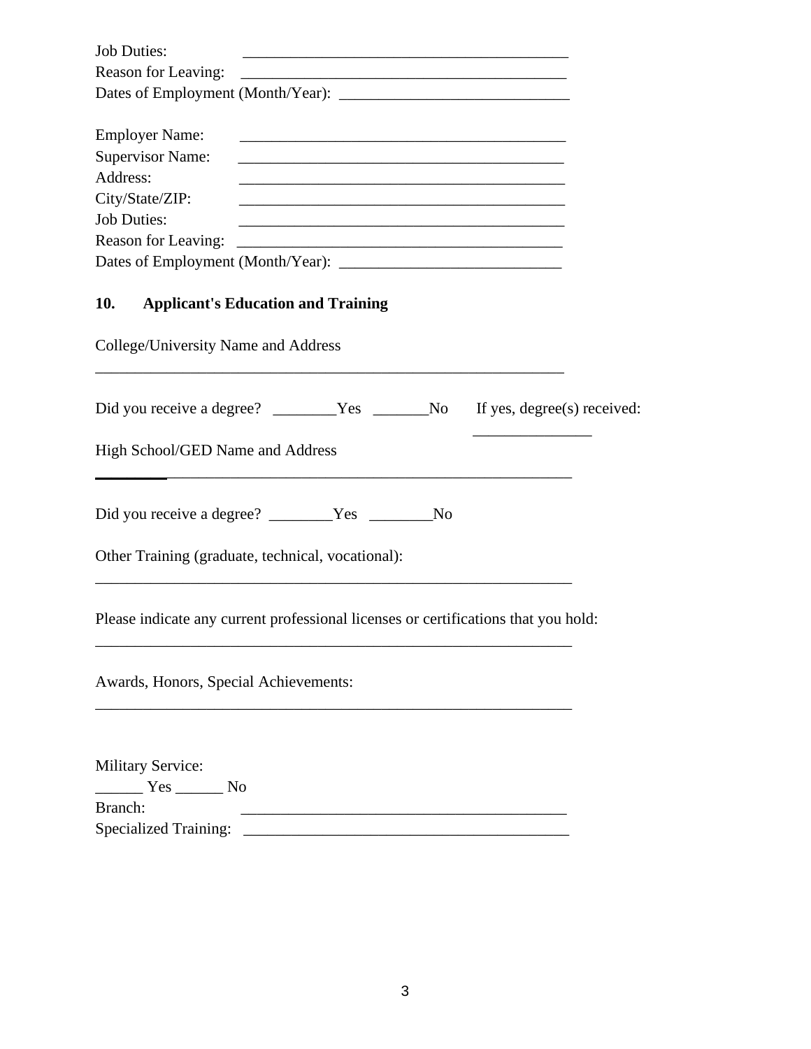Job Duties: ___________________________________________

Reason for Leaving: ___________________________________________

Dates of Employment (Month/Year): _____________________________

Employer Name: ___________________________________________

Supervisor Name: ___________________________________________

Address: ___________________________________________

City/State/ZIP: ___________________________________________

Job Duties: ___________________________________________

Reason for Leaving: ___________________________________________

Dates of Employment (Month/Year): ____________________________

## 10. Applicant's Education and Training

College/University Name and Address

______________________________________________________________

Did you receive a degree? ________Yes _______No  If yes, degree(s) received: _______________

High School/GED Name and Address

______________________________________________________________

Did you receive a degree? ________Yes ________No

Other Training (graduate, technical, vocational):

______________________________________________________________

Please indicate any current professional licenses or certifications that you hold:

______________________________________________________________

Awards, Honors, Special Achievements:

______________________________________________________________

Military Service:

______ Yes ______ No

Branch: ___________________________________________

Specialized Training: ___________________________________________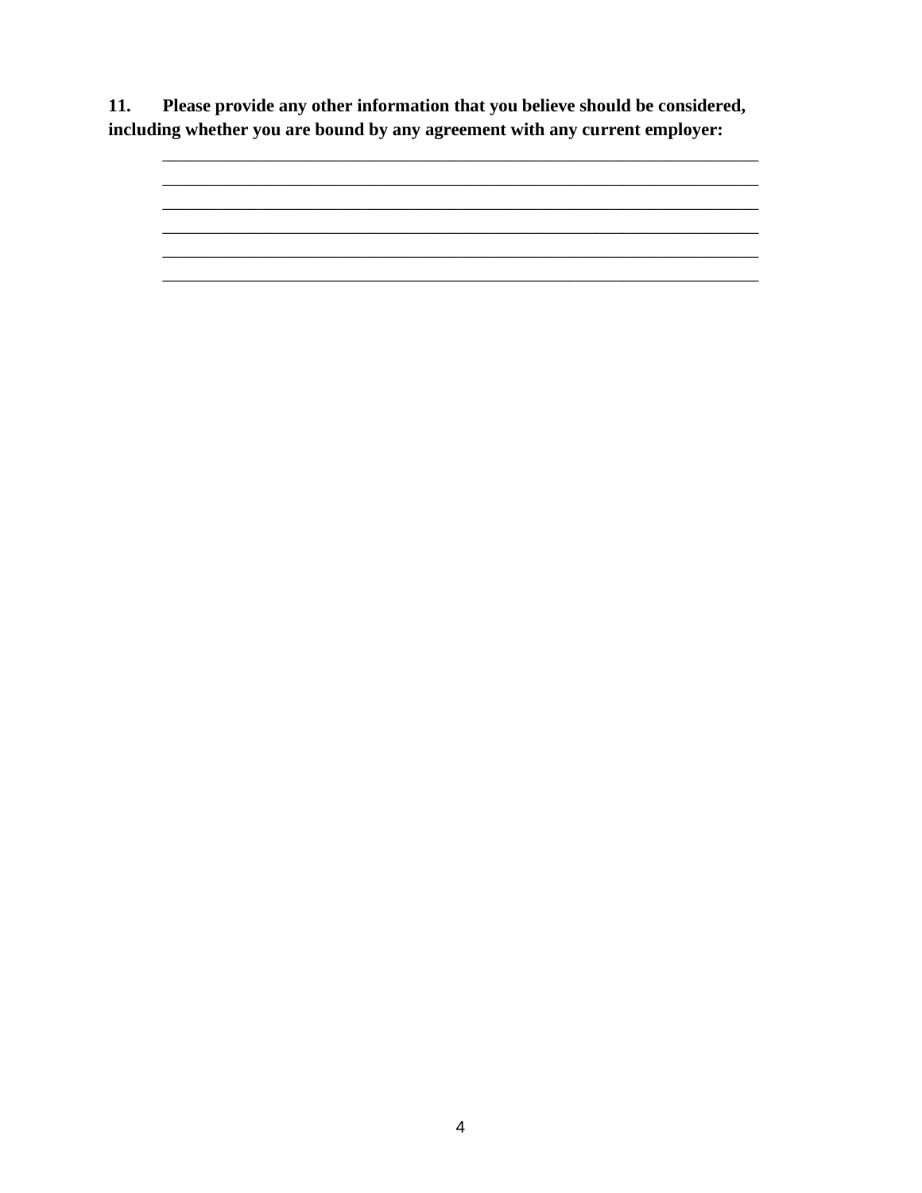**11. Please provide any other information that you believe should be considered, including whether you are bound by any agreement with any current employer:**

___________________________________________________________________________
___________________________________________________________________________
___________________________________________________________________________
___________________________________________________________________________
___________________________________________________________________________
___________________________________________________________________________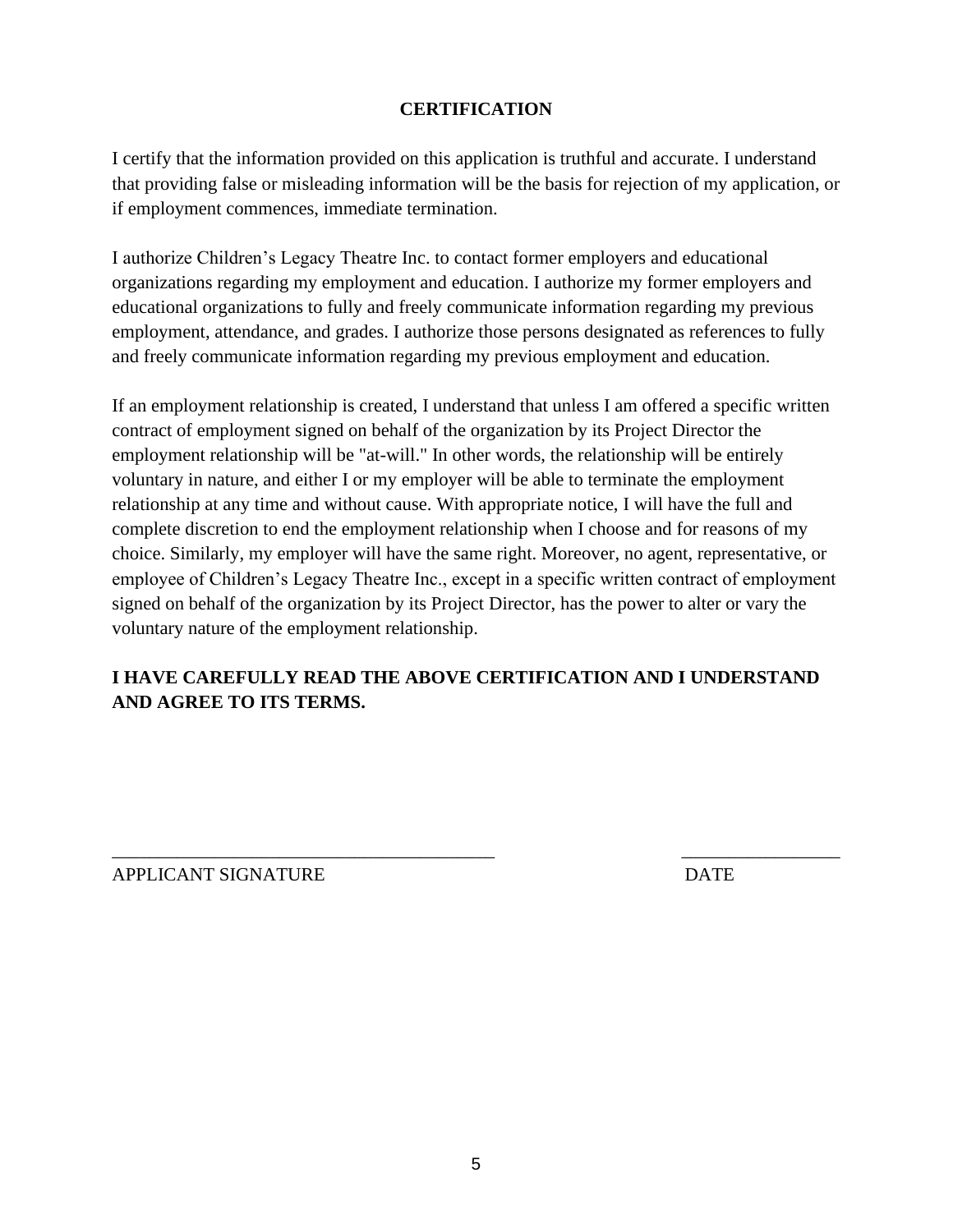## CERTIFICATION

I certify that the information provided on this application is truthful and accurate. I understand that providing false or misleading information will be the basis for rejection of my application, or if employment commences, immediate termination.

I authorize Children's Legacy Theatre Inc. to contact former employers and educational organizations regarding my employment and education. I authorize my former employers and educational organizations to fully and freely communicate information regarding my previous employment, attendance, and grades. I authorize those persons designated as references to fully and freely communicate information regarding my previous employment and education.

If an employment relationship is created, I understand that unless I am offered a specific written contract of employment signed on behalf of the organization by its Project Director the employment relationship will be "at-will." In other words, the relationship will be entirely voluntary in nature, and either I or my employer will be able to terminate the employment relationship at any time and without cause. With appropriate notice, I will have the full and complete discretion to end the employment relationship when I choose and for reasons of my choice. Similarly, my employer will have the same right. Moreover, no agent, representative, or employee of Children's Legacy Theatre Inc., except in a specific written contract of employment signed on behalf of the organization by its Project Director, has the power to alter or vary the voluntary nature of the employment relationship.

**I HAVE CAREFULLY READ THE ABOVE CERTIFICATION AND I UNDERSTAND AND AGREE TO ITS TERMS.**

__________________________________________ _________________

APPLICANT SIGNATURE DATE